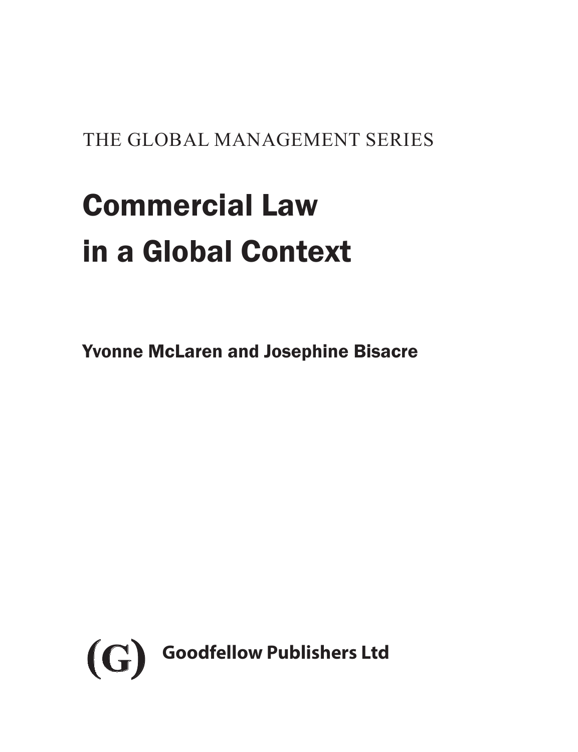THE GLOBAL MANAGEMENT SERIES

# Commercial Law in a Global Context

**Yvonne McLaren and Josephine Bisacre**

(G) **Goodfellow Publishers Ltd**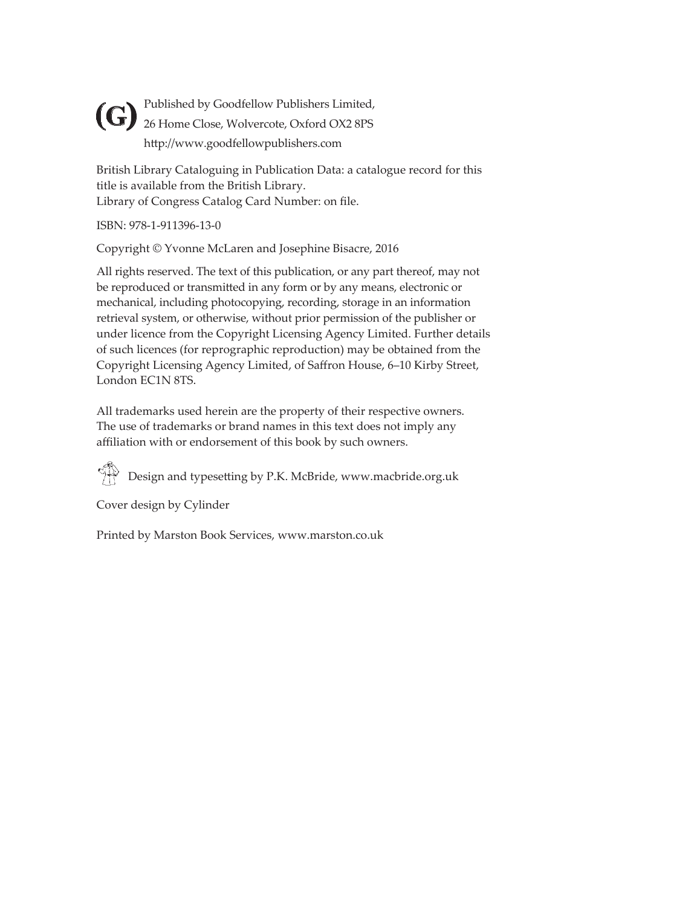(G) Published by Goodfellow Publishers Limited,
26 Home Close, Wolvercote, Oxford OX2 8PS
http://www.goodfellowpublishers.com

British Library Cataloguing in Publication Data: a catalogue record for this title is available from the British Library.
Library of Congress Catalog Card Number: on file.

ISBN: 978-1-911396-13-0

Copyright © Yvonne McLaren and Josephine Bisacre, 2016

All rights reserved. The text of this publication, or any part thereof, may not be reproduced or transmitted in any form or by any means, electronic or mechanical, including photocopying, recording, storage in an information retrieval system, or otherwise, without prior permission of the publisher or under licence from the Copyright Licensing Agency Limited. Further details of such licences (for reprographic reproduction) may be obtained from the Copyright Licensing Agency Limited, of Saffron House, 6–10 Kirby Street, London EC1N 8TS.

All trademarks used herein are the property of their respective owners. The use of trademarks or brand names in this text does not imply any affiliation with or endorsement of this book by such owners.

Design and typesetting by P.K. McBride, www.macbride.org.uk

Cover design by Cylinder

Printed by Marston Book Services, www.marston.co.uk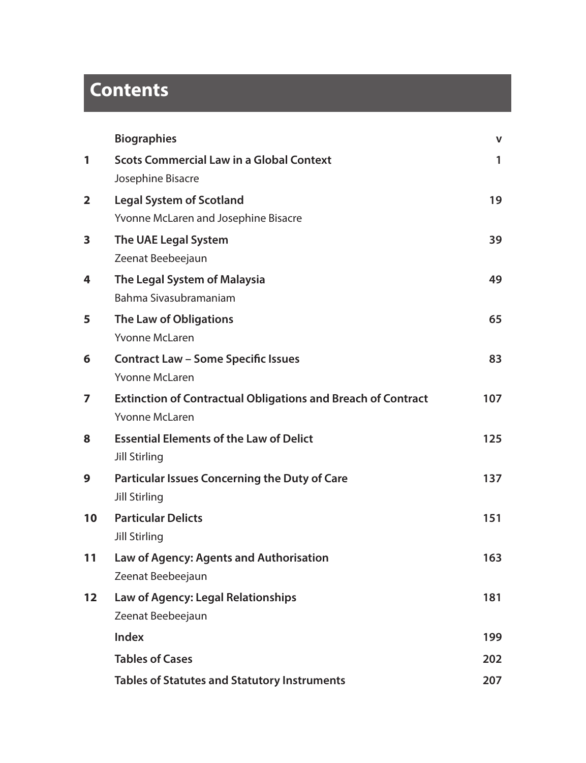# Contents

| | | |
|---|---|---|
| | **Biographies** | **v** |
| **1** | **Scots Commercial Law in a Global Context**<br>Josephine Bisacre | **1** |
| **2** | **Legal System of Scotland**<br>Yvonne McLaren and Josephine Bisacre | **19** |
| **3** | **The UAE Legal System**<br>Zeenat Beebeejaun | **39** |
| **4** | **The Legal System of Malaysia**<br>Bahma Sivasubramaniam | **49** |
| **5** | **The Law of Obligations**<br>Yvonne McLaren | **65** |
| **6** | **Contract Law – Some Specific Issues**<br>Yvonne McLaren | **83** |
| **7** | **Extinction of Contractual Obligations and Breach of Contract**<br>Yvonne McLaren | **107** |
| **8** | **Essential Elements of the Law of Delict**<br>Jill Stirling | **125** |
| **9** | **Particular Issues Concerning the Duty of Care**<br>Jill Stirling | **137** |
| **10** | **Particular Delicts**<br>Jill Stirling | **151** |
| **11** | **Law of Agency: Agents and Authorisation**<br>Zeenat Beebeejaun | **163** |
| **12** | **Law of Agency: Legal Relationships**<br>Zeenat Beebeejaun | **181** |
| | **Index** | **199** |
| | **Tables of Cases** | **202** |
| | **Tables of Statutes and Statutory Instruments** | **207** |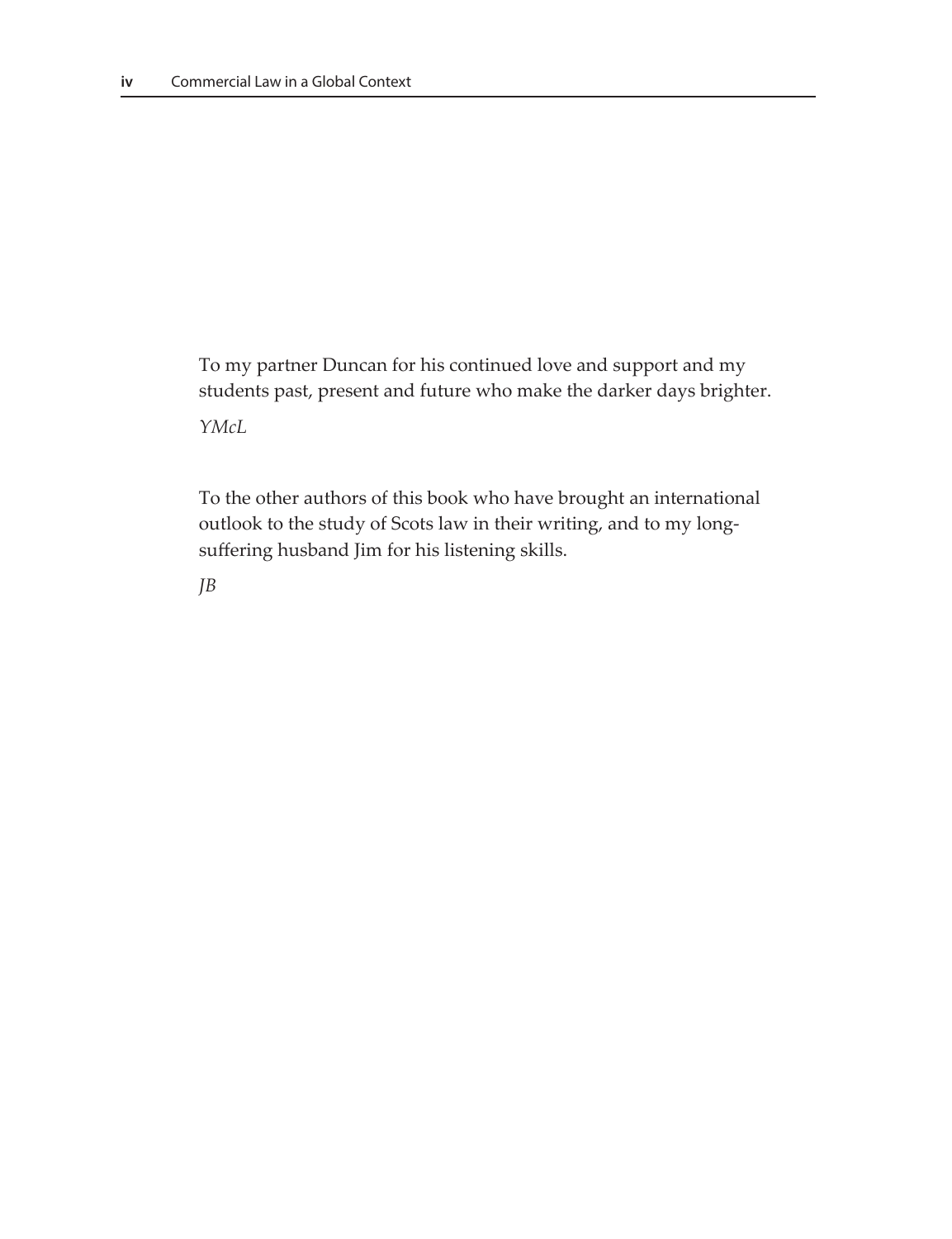To my partner Duncan for his continued love and support and my students past, present and future who make the darker days brighter.

*YMcL*

To the other authors of this book who have brought an international outlook to the study of Scots law in their writing, and to my long-suffering husband Jim for his listening skills.

*JB*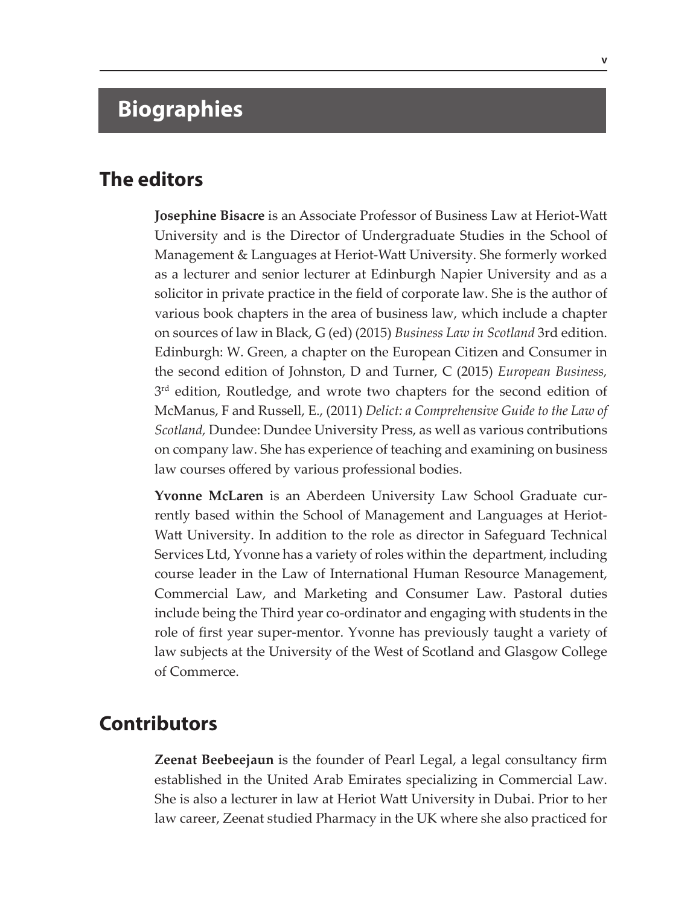# Biographies

## The editors

**Josephine Bisacre** is an Associate Professor of Business Law at Heriot-Watt University and is the Director of Undergraduate Studies in the School of Management & Languages at Heriot-Watt University. She formerly worked as a lecturer and senior lecturer at Edinburgh Napier University and as a solicitor in private practice in the field of corporate law. She is the author of various book chapters in the area of business law, which include a chapter on sources of law in Black, G (ed) (2015) *Business Law in Scotland* 3rd edition. Edinburgh: W. Green, a chapter on the European Citizen and Consumer in the second edition of Johnston, D and Turner, C (2015) *European Business,* 3rd edition, Routledge, and wrote two chapters for the second edition of McManus, F and Russell, E., (2011) *Delict: a Comprehensive Guide to the Law of Scotland,* Dundee: Dundee University Press, as well as various contributions on company law. She has experience of teaching and examining on business law courses offered by various professional bodies.

**Yvonne McLaren** is an Aberdeen University Law School Graduate currently based within the School of Management and Languages at Heriot-Watt University. In addition to the role as director in Safeguard Technical Services Ltd, Yvonne has a variety of roles within the department, including course leader in the Law of International Human Resource Management, Commercial Law, and Marketing and Consumer Law. Pastoral duties include being the Third year co-ordinator and engaging with students in the role of first year super-mentor. Yvonne has previously taught a variety of law subjects at the University of the West of Scotland and Glasgow College of Commerce.

## Contributors

**Zeenat Beebeejaun** is the founder of Pearl Legal, a legal consultancy firm established in the United Arab Emirates specializing in Commercial Law. She is also a lecturer in law at Heriot Watt University in Dubai. Prior to her law career, Zeenat studied Pharmacy in the UK where she also practiced for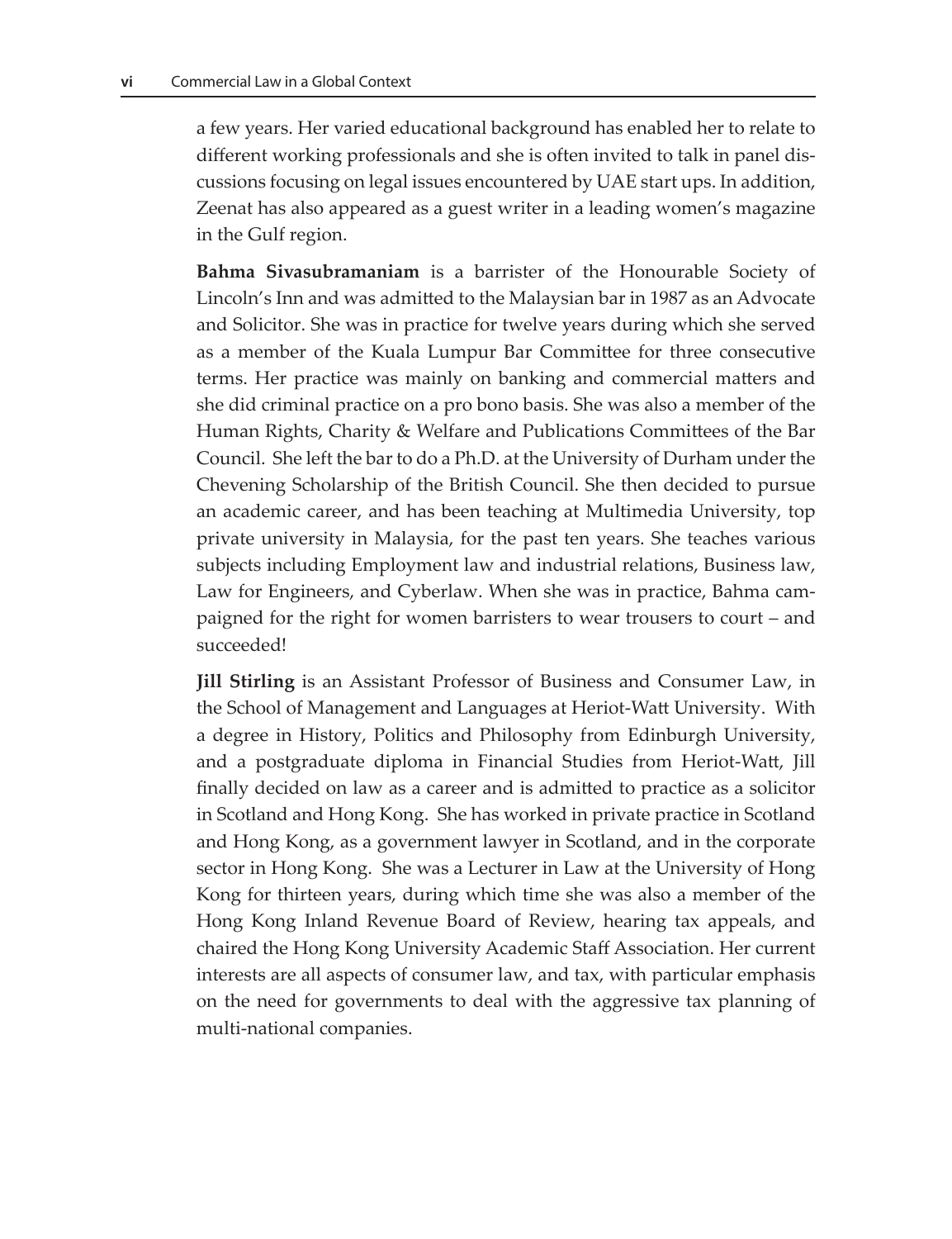a few years. Her varied educational background has enabled her to relate to different working professionals and she is often invited to talk in panel discussions focusing on legal issues encountered by UAE start ups. In addition, Zeenat has also appeared as a guest writer in a leading women's magazine in the Gulf region.

**Bahma Sivasubramaniam** is a barrister of the Honourable Society of Lincoln's Inn and was admitted to the Malaysian bar in 1987 as an Advocate and Solicitor. She was in practice for twelve years during which she served as a member of the Kuala Lumpur Bar Committee for three consecutive terms. Her practice was mainly on banking and commercial matters and she did criminal practice on a pro bono basis. She was also a member of the Human Rights, Charity & Welfare and Publications Committees of the Bar Council. She left the bar to do a Ph.D. at the University of Durham under the Chevening Scholarship of the British Council. She then decided to pursue an academic career, and has been teaching at Multimedia University, top private university in Malaysia, for the past ten years. She teaches various subjects including Employment law and industrial relations, Business law, Law for Engineers, and Cyberlaw. When she was in practice, Bahma campaigned for the right for women barristers to wear trousers to court – and succeeded!

**Jill Stirling** is an Assistant Professor of Business and Consumer Law, in the School of Management and Languages at Heriot-Watt University. With a degree in History, Politics and Philosophy from Edinburgh University, and a postgraduate diploma in Financial Studies from Heriot-Watt, Jill finally decided on law as a career and is admitted to practice as a solicitor in Scotland and Hong Kong. She has worked in private practice in Scotland and Hong Kong, as a government lawyer in Scotland, and in the corporate sector in Hong Kong. She was a Lecturer in Law at the University of Hong Kong for thirteen years, during which time she was also a member of the Hong Kong Inland Revenue Board of Review, hearing tax appeals, and chaired the Hong Kong University Academic Staff Association. Her current interests are all aspects of consumer law, and tax, with particular emphasis on the need for governments to deal with the aggressive tax planning of multi-national companies.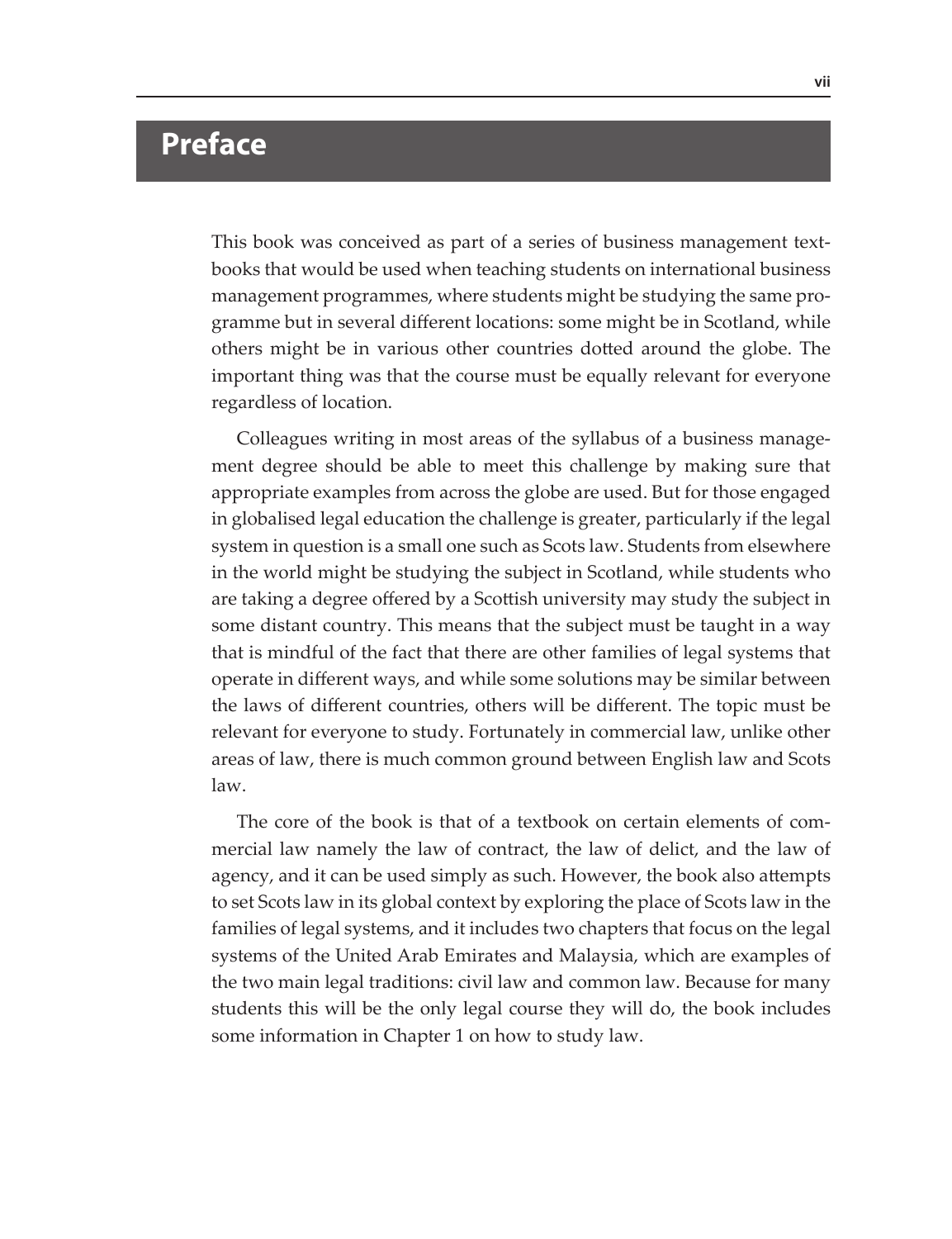# Preface

This book was conceived as part of a series of business management textbooks that would be used when teaching students on international business management programmes, where students might be studying the same programme but in several different locations: some might be in Scotland, while others might be in various other countries dotted around the globe. The important thing was that the course must be equally relevant for everyone regardless of location.

Colleagues writing in most areas of the syllabus of a business management degree should be able to meet this challenge by making sure that appropriate examples from across the globe are used. But for those engaged in globalised legal education the challenge is greater, particularly if the legal system in question is a small one such as Scots law. Students from elsewhere in the world might be studying the subject in Scotland, while students who are taking a degree offered by a Scottish university may study the subject in some distant country. This means that the subject must be taught in a way that is mindful of the fact that there are other families of legal systems that operate in different ways, and while some solutions may be similar between the laws of different countries, others will be different. The topic must be relevant for everyone to study. Fortunately in commercial law, unlike other areas of law, there is much common ground between English law and Scots law.

The core of the book is that of a textbook on certain elements of commercial law namely the law of contract, the law of delict, and the law of agency, and it can be used simply as such. However, the book also attempts to set Scots law in its global context by exploring the place of Scots law in the families of legal systems, and it includes two chapters that focus on the legal systems of the United Arab Emirates and Malaysia, which are examples of the two main legal traditions: civil law and common law. Because for many students this will be the only legal course they will do, the book includes some information in Chapter 1 on how to study law.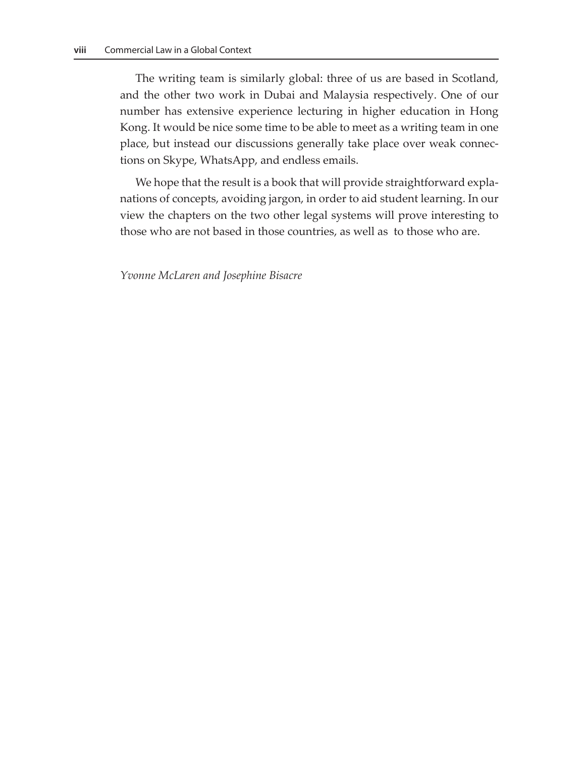The writing team is similarly global: three of us are based in Scotland, and the other two work in Dubai and Malaysia respectively. One of our number has extensive experience lecturing in higher education in Hong Kong. It would be nice some time to be able to meet as a writing team in one place, but instead our discussions generally take place over weak connections on Skype, WhatsApp, and endless emails.

We hope that the result is a book that will provide straightforward explanations of concepts, avoiding jargon, in order to aid student learning. In our view the chapters on the two other legal systems will prove interesting to those who are not based in those countries, as well as to those who are.

*Yvonne McLaren and Josephine Bisacre*